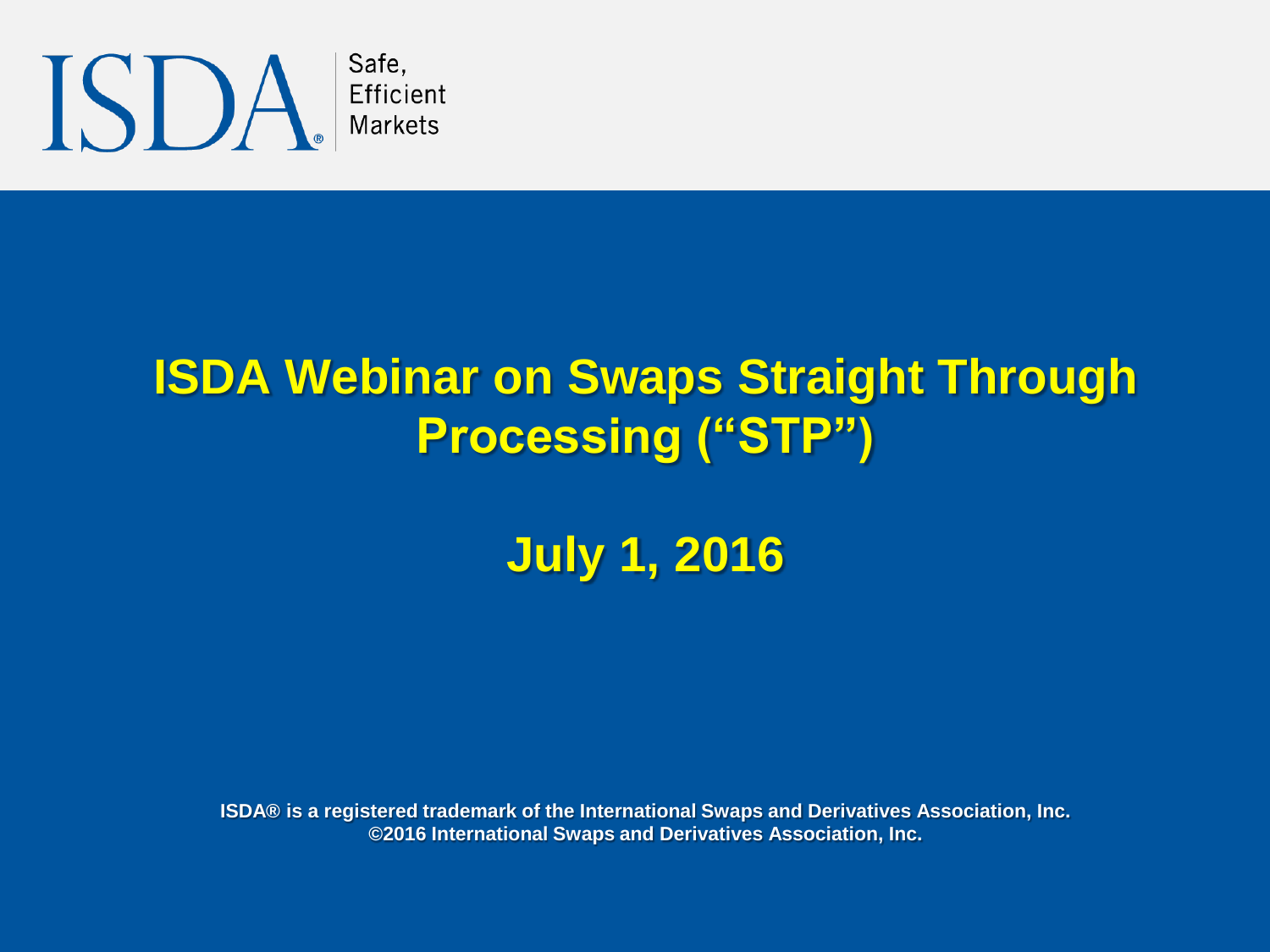ISDA® Safe, Efficient Markets

# ISDA Webinar on Swaps Straight Through Processing ("STP")

## July 1, 2016

**ISDA® is a registered trademark of the International Swaps and Derivatives Association, Inc.**
**©2016 International Swaps and Derivatives Association, Inc.**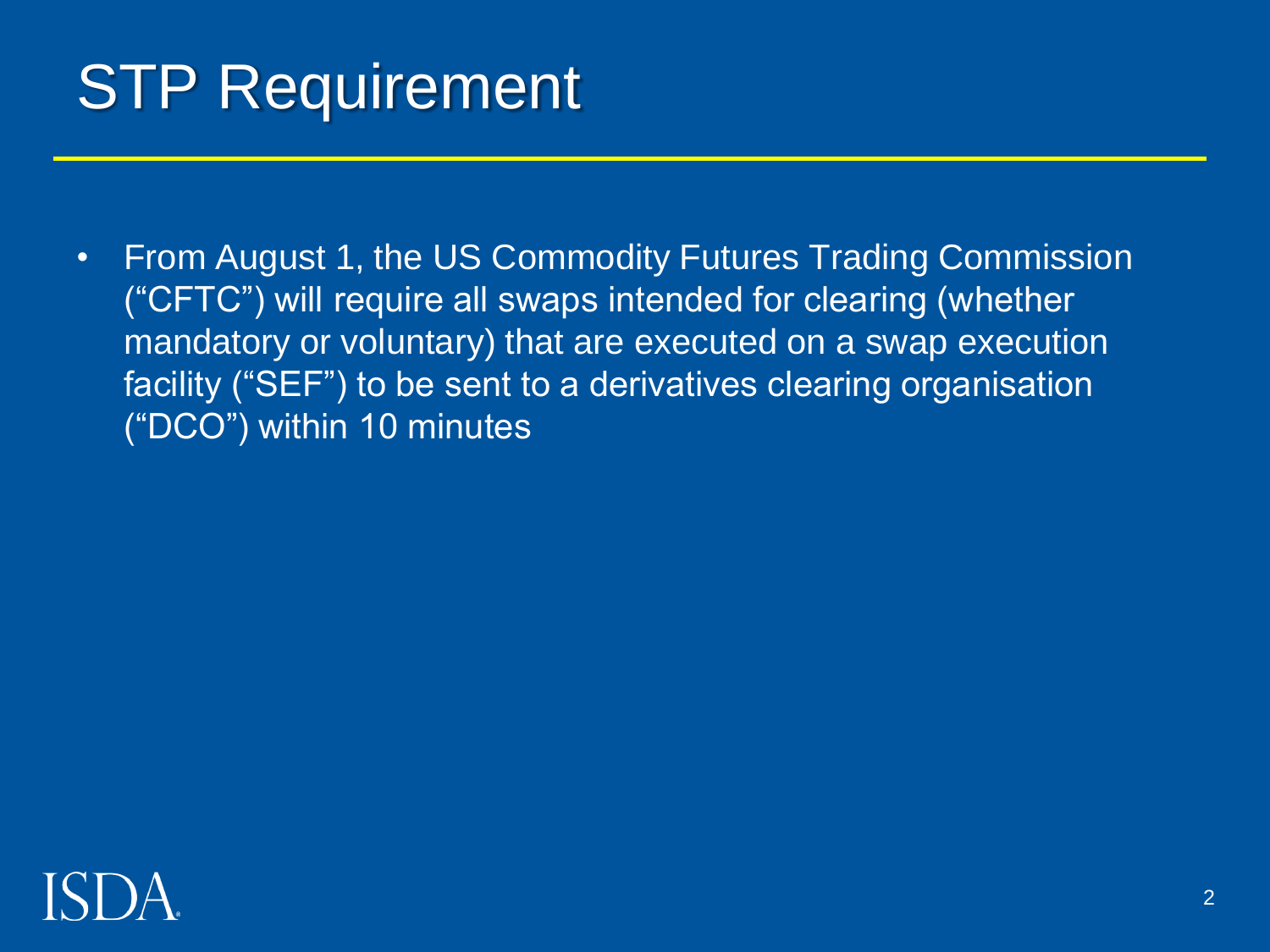# STP Requirement

- From August 1, the US Commodity Futures Trading Commission ("CFTC") will require all swaps intended for clearing (whether mandatory or voluntary) that are executed on a swap execution facility ("SEF") to be sent to a derivatives clearing organisation ("DCO") within 10 minutes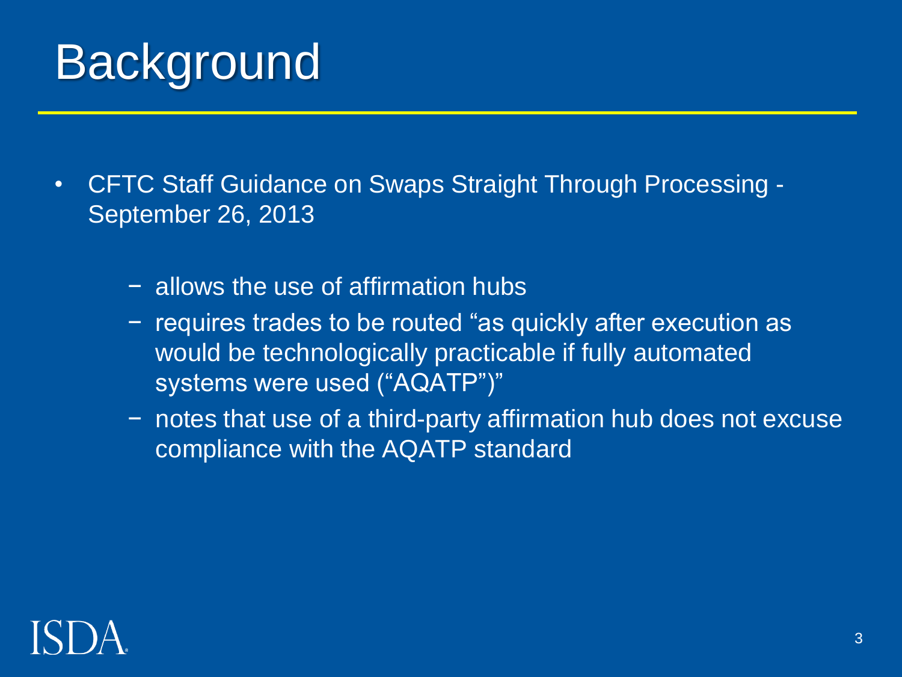# Background

- CFTC Staff Guidance on Swaps Straight Through Processing - September 26, 2013
  - allows the use of affirmation hubs
  - requires trades to be routed "as quickly after execution as would be technologically practicable if fully automated systems were used ("AQATP")"
  - notes that use of a third-party affirmation hub does not excuse compliance with the AQATP standard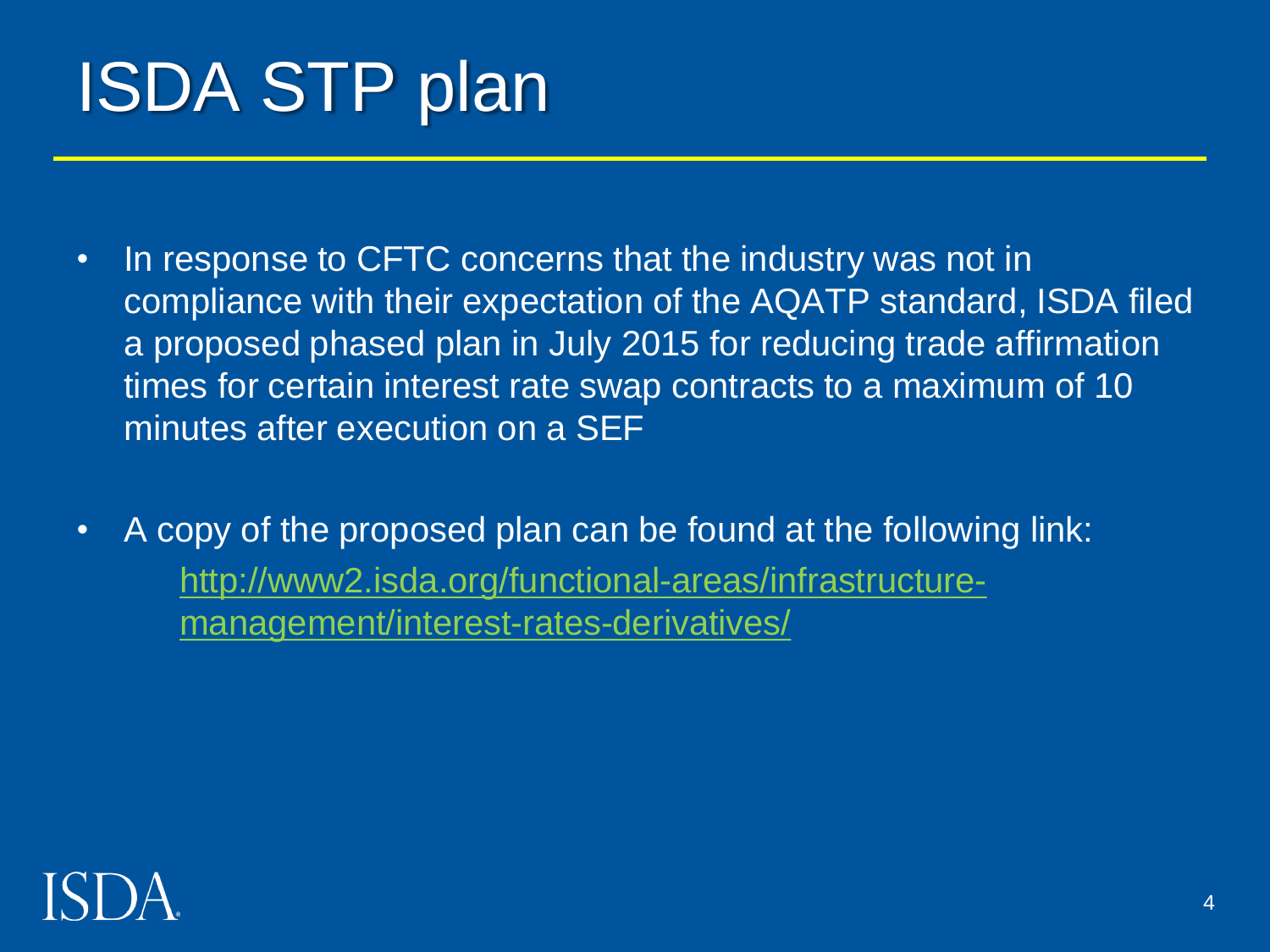# ISDA STP plan

- In response to CFTC concerns that the industry was not in compliance with their expectation of the AQATP standard, ISDA filed a proposed phased plan in July 2015 for reducing trade affirmation times for certain interest rate swap contracts to a maximum of 10 minutes after execution on a SEF
- A copy of the proposed plan can be found at the following link:
  [http://www2.isda.org/functional-areas/infrastructure-management/interest-rates-derivatives/](http://www2.isda.org/functional-areas/infrastructure-management/interest-rates-derivatives/)

ISDA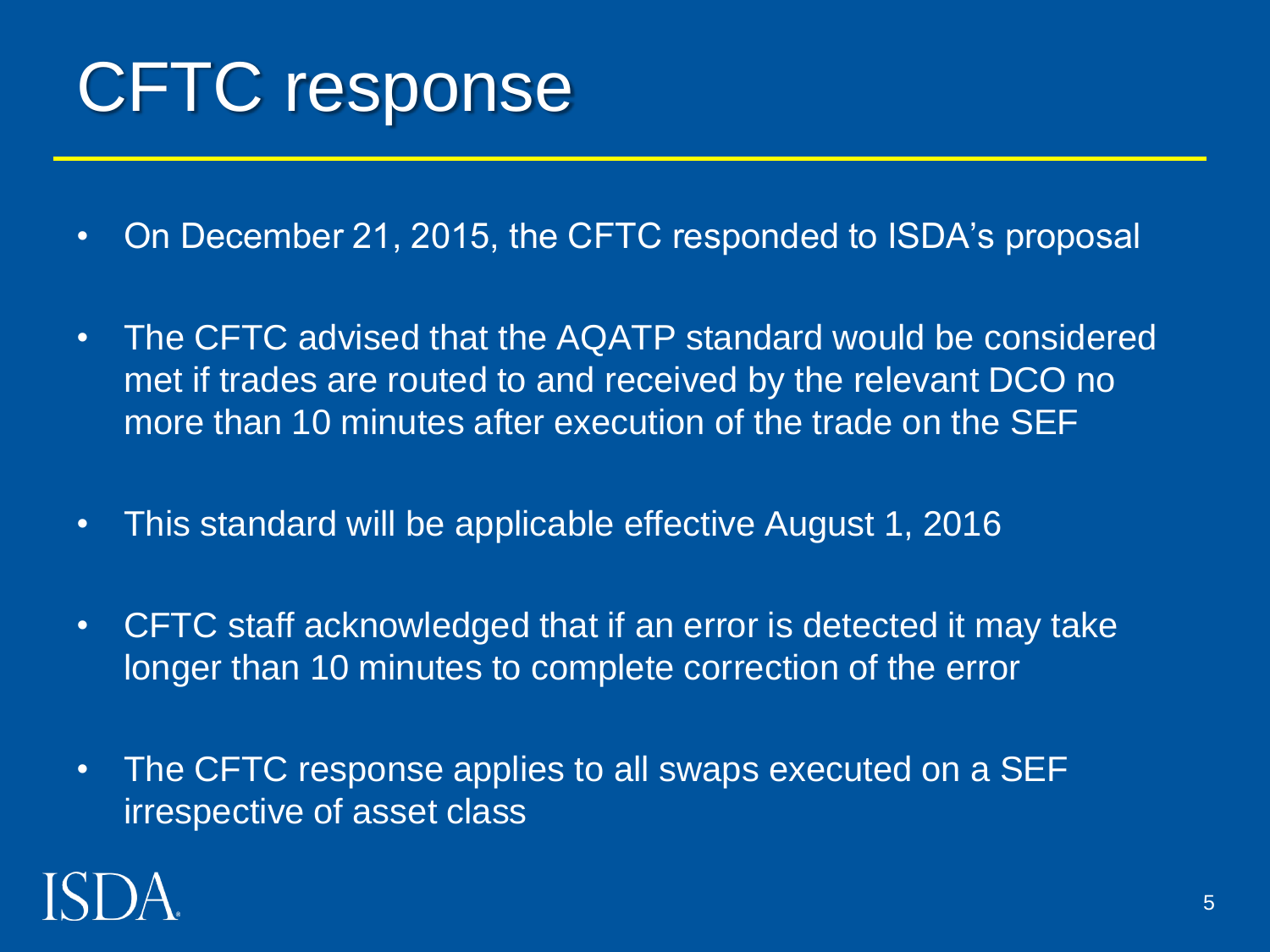# CFTC response

- On December 21, 2015, the CFTC responded to ISDA's proposal
- The CFTC advised that the AQATP standard would be considered met if trades are routed to and received by the relevant DCO no more than 10 minutes after execution of the trade on the SEF
- This standard will be applicable effective August 1, 2016
- CFTC staff acknowledged that if an error is detected it may take longer than 10 minutes to complete correction of the error
- The CFTC response applies to all swaps executed on a SEF irrespective of asset class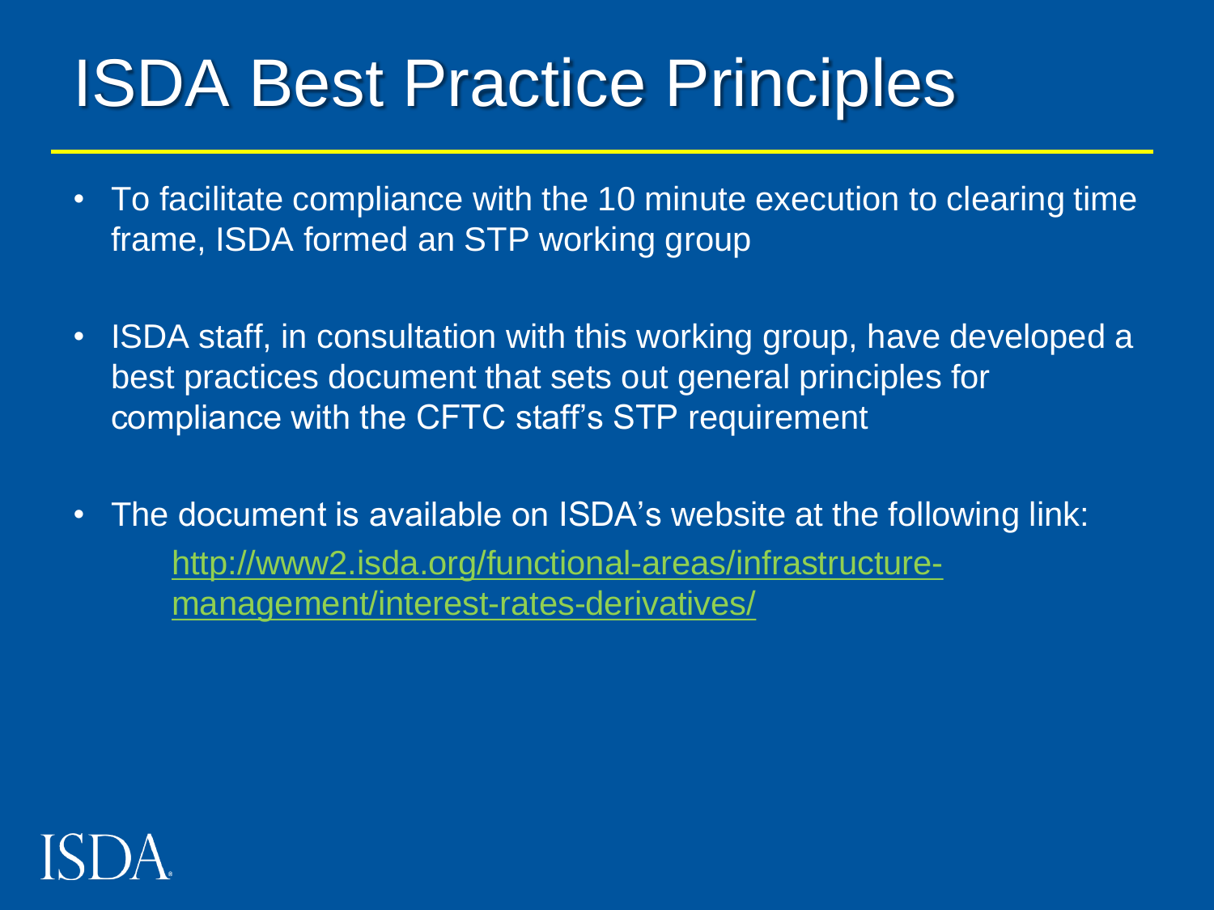# ISDA Best Practice Principles

- To facilitate compliance with the 10 minute execution to clearing time frame, ISDA formed an STP working group
- ISDA staff, in consultation with this working group, have developed a best practices document that sets out general principles for compliance with the CFTC staff's STP requirement
- The document is available on ISDA's website at the following link:

  http://www2.isda.org/functional-areas/infrastructure-management/interest-rates-derivatives/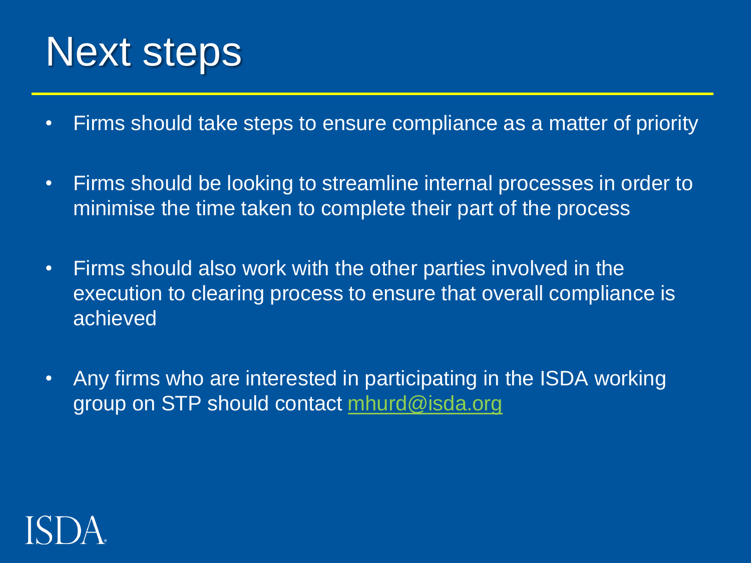# Next steps

- Firms should take steps to ensure compliance as a matter of priority
- Firms should be looking to streamline internal processes in order to minimise the time taken to complete their part of the process
- Firms should also work with the other parties involved in the execution to clearing process to ensure that overall compliance is achieved
- Any firms who are interested in participating in the ISDA working group on STP should contact mhurd@isda.org

ISDA